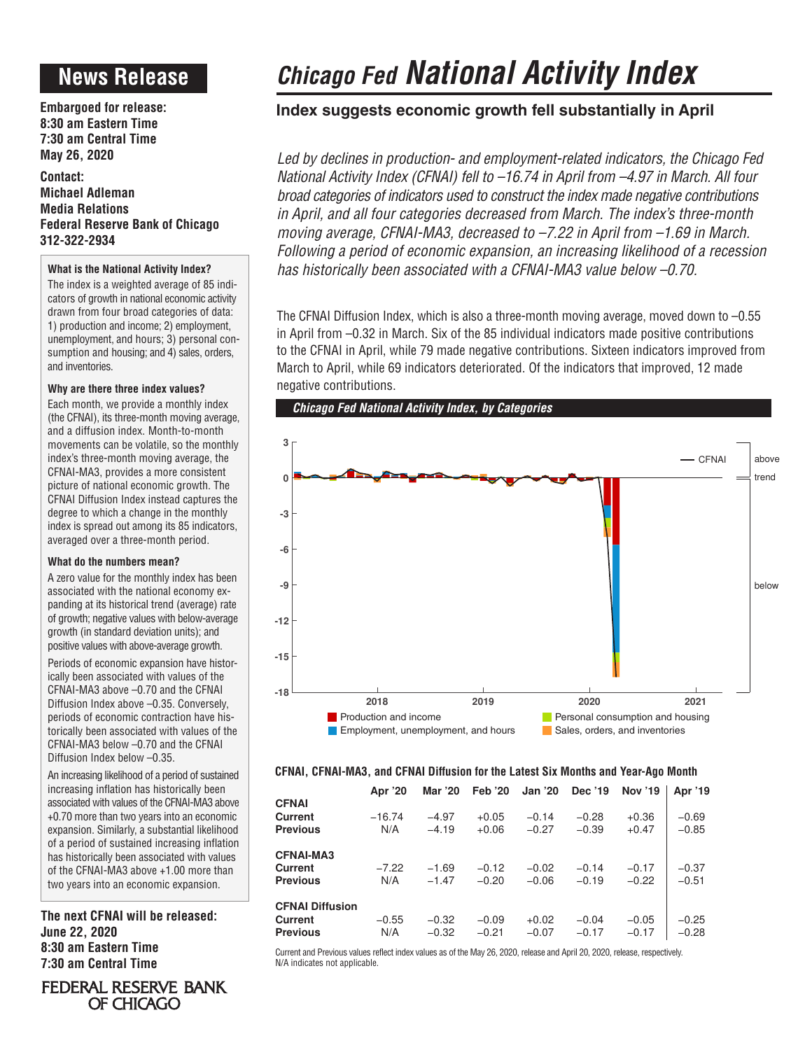# News Release

**Embargoed for release:**
**8:30 am Eastern Time**
**7:30 am Central Time**
**May 26, 2020**

**Contact:**
**Michael Adleman**
**Media Relations**
**Federal Reserve Bank of Chicago**
**312-322-2934**

#### What is the National Activity Index?

The index is a weighted average of 85 indicators of growth in national economic activity drawn from four broad categories of data: 1) production and income; 2) employment, unemployment, and hours; 3) personal consumption and housing; and 4) sales, orders, and inventories.

#### Why are there three index values?

Each month, we provide a monthly index (the CFNAI), its three-month moving average, and a diffusion index. Month-to-month movements can be volatile, so the monthly index's three-month moving average, the CFNAI-MA3, provides a more consistent picture of national economic growth. The CFNAI Diffusion Index instead captures the degree to which a change in the monthly index is spread out among its 85 indicators, averaged over a three-month period.

#### What do the numbers mean?

A zero value for the monthly index has been associated with the national economy expanding at its historical trend (average) rate of growth; negative values with below-average growth (in standard deviation units); and positive values with above-average growth.

Periods of economic expansion have historically been associated with values of the CFNAI-MA3 above –0.70 and the CFNAI Diffusion Index above –0.35. Conversely, periods of economic contraction have historically been associated with values of the CFNAI-MA3 below –0.70 and the CFNAI Diffusion Index below –0.35.

An increasing likelihood of a period of sustained increasing inflation has historically been associated with values of the CFNAI-MA3 above +0.70 more than two years into an economic expansion. Similarly, a substantial likelihood of a period of sustained increasing inflation has historically been associated with values of the CFNAI-MA3 above +1.00 more than two years into an economic expansion.

**The next CFNAI will be released:**
**June 22, 2020**
**8:30 am Eastern Time**
**7:30 am Central Time**

FEDERAL RESERVE BANK OF CHICAGO

# *Chicago Fed* National Activity Index

## Index suggests economic growth fell substantially in April

*Led by declines in production- and employment-related indicators, the Chicago Fed National Activity Index (CFNAI) fell to –16.74 in April from –4.97 in March. All four broad categories of indicators used to construct the index made negative contributions in April, and all four categories decreased from March. The index's three-month moving average, CFNAI-MA3, decreased to –7.22 in April from –1.69 in March. Following a period of economic expansion, an increasing likelihood of a recession has historically been associated with a CFNAI-MA3 value below –0.70.*

The CFNAI Diffusion Index, which is also a three-month moving average, moved down to –0.55 in April from –0.32 in March. Six of the 85 individual indicators made positive contributions to the CFNAI in April, while 79 made negative contributions. Sixteen indicators improved from March to April, while 69 indicators deteriorated. Of the indicators that improved, 12 made negative contributions.

***Chicago Fed National Activity Index, by Categories***

**CFNAI, CFNAI-MA3, and CFNAI Diffusion for the Latest Six Months and Year-Ago Month**

| | Apr '20 | Mar '20 | Feb '20 | Jan '20 | Dec '19 | Nov '19 | Apr '19 |
|---|---|---|---|---|---|---|---|
| **CFNAI** | | | | | | | |
| **Current** | –16.74 | –4.97 | +0.05 | –0.14 | –0.28 | +0.36 | –0.69 |
| **Previous** | N/A | –4.19 | +0.06 | –0.27 | –0.39 | +0.47 | –0.85 |
| **CFNAI-MA3** | | | | | | | |
| **Current** | –7.22 | –1.69 | –0.12 | –0.02 | –0.14 | –0.17 | –0.37 |
| **Previous** | N/A | –1.47 | –0.20 | –0.06 | –0.19 | –0.22 | –0.51 |
| **CFNAI Diffusion** | | | | | | | |
| **Current** | –0.55 | –0.32 | –0.09 | +0.02 | –0.04 | –0.05 | –0.25 |
| **Previous** | N/A | –0.32 | –0.21 | –0.07 | –0.17 | –0.17 | –0.28 |

Current and Previous values reflect index values as of the May 26, 2020, release and April 20, 2020, release, respectively.
N/A indicates not applicable.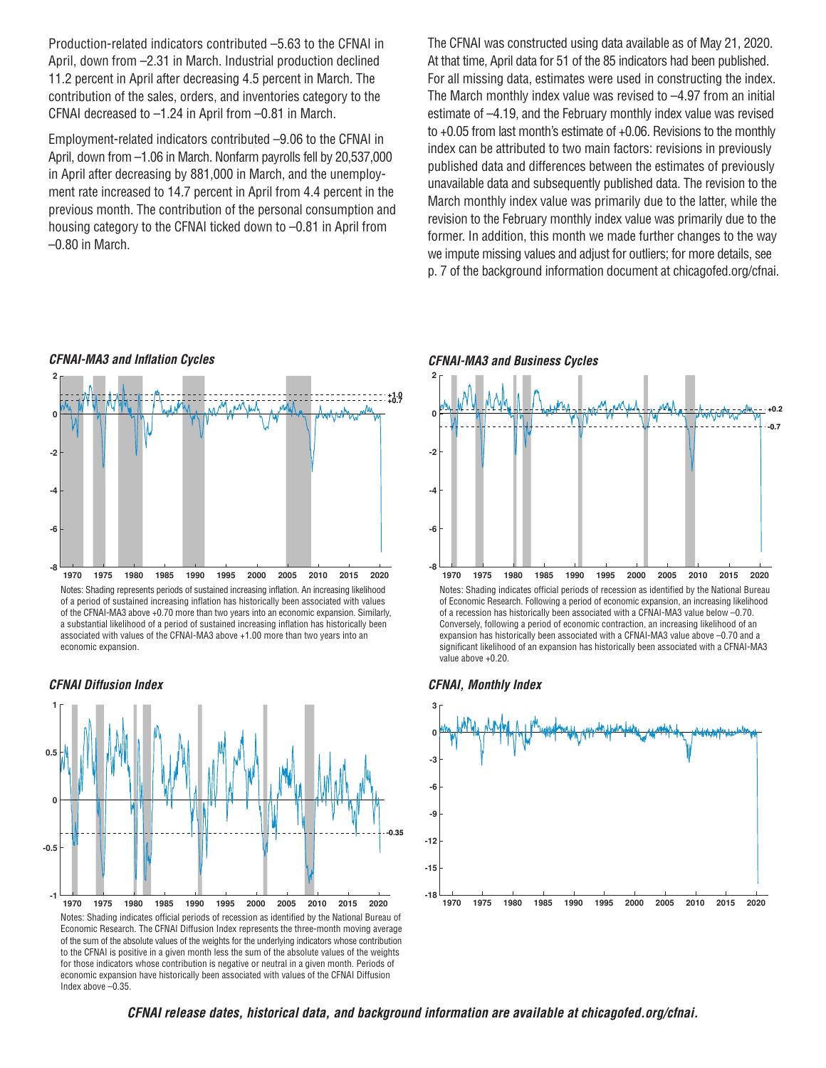Production-related indicators contributed –5.63 to the CFNAI in April, down from –2.31 in March. Industrial production declined 11.2 percent in April after decreasing 4.5 percent in March. The contribution of the sales, orders, and inventories category to the CFNAI decreased to –1.24 in April from –0.81 in March.

Employment-related indicators contributed –9.06 to the CFNAI in April, down from –1.06 in March. Nonfarm payrolls fell by 20,537,000 in April after decreasing by 881,000 in March, and the unemployment rate increased to 14.7 percent in April from 4.4 percent in the previous month. The contribution of the personal consumption and housing category to the CFNAI ticked down to –0.81 in April from –0.80 in March.

The CFNAI was constructed using data available as of May 21, 2020. At that time, April data for 51 of the 85 indicators had been published. For all missing data, estimates were used in constructing the index. The March monthly index value was revised to –4.97 from an initial estimate of –4.19, and the February monthly index value was revised to +0.05 from last month's estimate of +0.06. Revisions to the monthly index can be attributed to two main factors: revisions in previously published data and differences between the estimates of previously unavailable data and subsequently published data. The revision to the March monthly index value was primarily due to the latter, while the revision to the February monthly index value was primarily due to the former. In addition, this month we made further changes to the way we impute missing values and adjust for outliers; for more details, see p. 7 of the background information document at chicagofed.org/cfnai.

### *CFNAI-MA3 and Inflation Cycles*

2
0
-2
-4
-6
-8
1970 1975 1980 1985 1990 1995 2000 2005 2010 2015 2020
+1.0
+0.7

Notes: Shading represents periods of sustained increasing inflation. An increasing likelihood of a period of sustained increasing inflation has historically been associated with values of the CFNAI-MA3 above +0.70 more than two years into an economic expansion. Similarly, a substantial likelihood of a period of sustained increasing inflation has historically been associated with values of the CFNAI-MA3 above +1.00 more than two years into an economic expansion.

### *CFNAI-MA3 and Business Cycles*

2
0
-2
-4
-6
-8
1970 1975 1980 1985 1990 1995 2000 2005 2010 2015 2020
+0.2
-0.7

Notes: Shading indicates official periods of recession as identified by the National Bureau of Economic Research. Following a period of economic expansion, an increasing likelihood of a recession has historically been associated with a CFNAI-MA3 value below –0.70. Conversely, following a period of economic contraction, an increasing likelihood of an expansion has historically been associated with a CFNAI-MA3 value above –0.70 and a significant likelihood of an expansion has historically been associated with a CFNAI-MA3 value above +0.20.

### *CFNAI Diffusion Index*

1
0.5
0
-0.5
-1
1970 1975 1980 1985 1990 1995 2000 2005 2010 2015 2020
-0.35

Notes: Shading indicates official periods of recession as identified by the National Bureau of Economic Research. The CFNAI Diffusion Index represents the three-month moving average of the sum of the absolute values of the weights for the underlying indicators whose contribution to the CFNAI is positive in a given month less the sum of the absolute values of the weights for those indicators whose contribution is negative or neutral in a given month. Periods of economic expansion have historically been associated with values of the CFNAI Diffusion Index above –0.35.

### *CFNAI, Monthly Index*

3
0
-3
-6
-9
-12
-15
-18
1970 1975 1980 1985 1990 1995 2000 2005 2010 2015 2020

***CFNAI release dates, historical data, and background information are available at chicagofed.org/cfnai.***